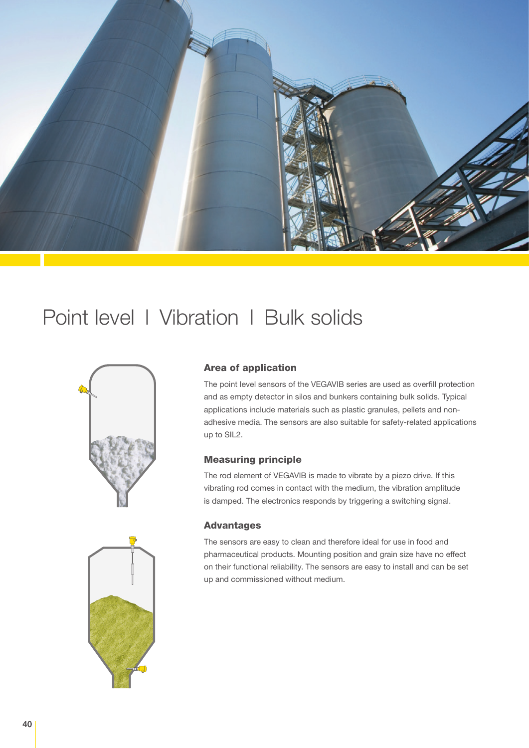# Point level I Vibration I Bulk solids

### Area of application

The point level sensors of the VEGAVIB series are used as overfill protection and as empty detector in silos and bunkers containing bulk solids. Typical applications include materials such as plastic granules, pellets and non-adhesive media. The sensors are also suitable for safety-related applications up to SIL2.

### Measuring principle

The rod element of VEGAVIB is made to vibrate by a piezo drive. If this vibrating rod comes in contact with the medium, the vibration amplitude is damped. The electronics responds by triggering a switching signal.

### Advantages

The sensors are easy to clean and therefore ideal for use in food and pharmaceutical products. Mounting position and grain size have no effect on their functional reliability. The sensors are easy to install and can be set up and commissioned without medium.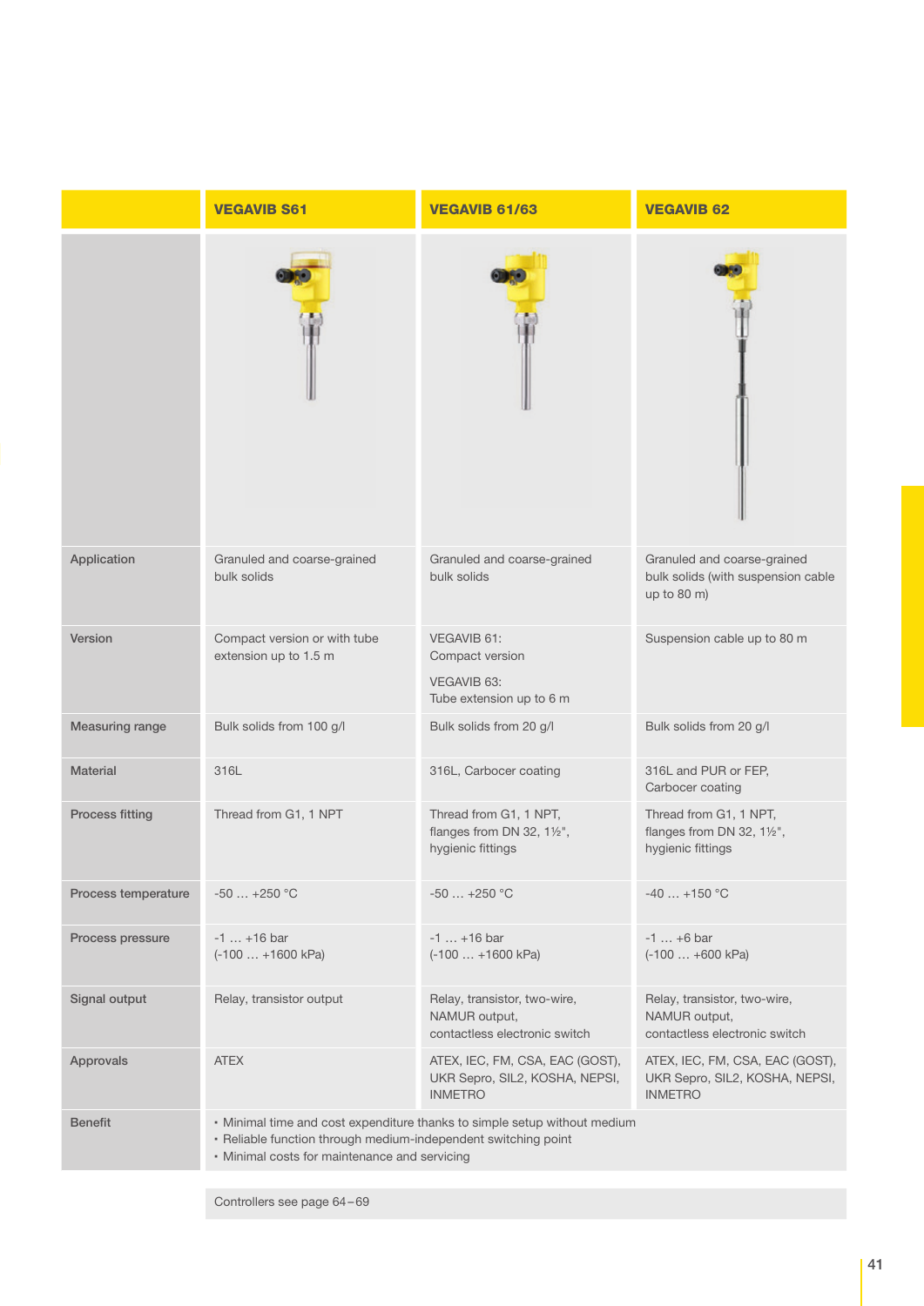| | VEGAVIB S61 | VEGAVIB 61/63 | VEGAVIB 62 |
|---|---|---|---|
| Application | Granuled and coarse-grained bulk solids | Granuled and coarse-grained bulk solids | Granuled and coarse-grained bulk solids (with suspension cable up to 80 m) |
| Version | Compact version or with tube extension up to 1.5 m | VEGAVIB 61: Compact version<br>VEGAVIB 63: Tube extension up to 6 m | Suspension cable up to 80 m |
| Measuring range | Bulk solids from 100 g/l | Bulk solids from 20 g/l | Bulk solids from 20 g/l |
| Material | 316L | 316L, Carbocer coating | 316L and PUR or FEP, Carbocer coating |
| Process fitting | Thread from G1, 1 NPT | Thread from G1, 1 NPT, flanges from DN 32, 1½", hygienic fittings | Thread from G1, 1 NPT, flanges from DN 32, 1½", hygienic fittings |
| Process temperature | -50 … +250 °C | -50 … +250 °C | -40 … +150 °C |
| Process pressure | -1 … +16 bar (-100 … +1600 kPa) | -1 … +16 bar (-100 … +1600 kPa) | -1 … +6 bar (-100 … +600 kPa) |
| Signal output | Relay, transistor output | Relay, transistor, two-wire, NAMUR output, contactless electronic switch | Relay, transistor, two-wire, NAMUR output, contactless electronic switch |
| Approvals | ATEX | ATEX, IEC, FM, CSA, EAC (GOST), UKR Sepro, SIL2, KOSHA, NEPSI, INMETRO | ATEX, IEC, FM, CSA, EAC (GOST), UKR Sepro, SIL2, KOSHA, NEPSI, INMETRO |
| Benefit | • Minimal time and cost expenditure thanks to simple setup without medium<br>• Reliable function through medium-independent switching point<br>• Minimal costs for maintenance and servicing | | |

Controllers see page 64–69